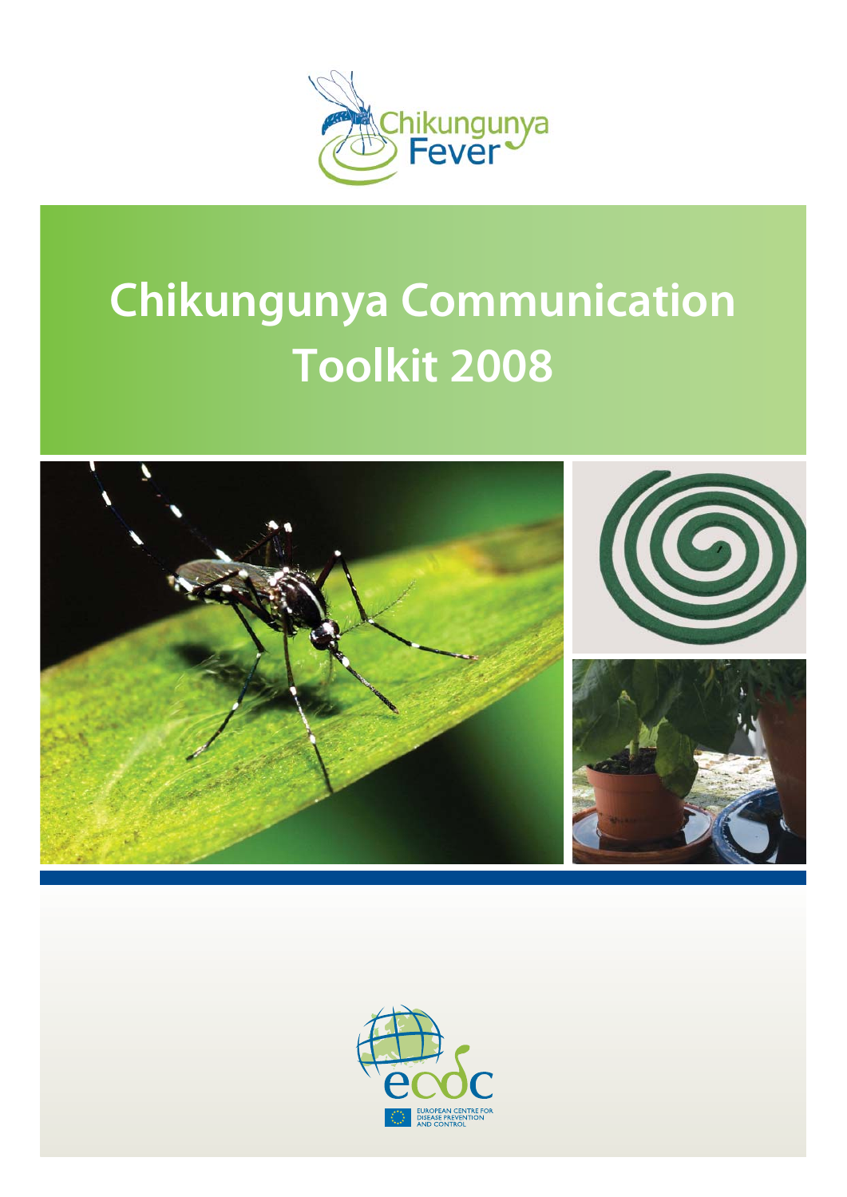Chikungunya Fever

# Chikungunya Communication Toolkit 2008

EUROPEAN CENTRE FOR DISEASE PREVENTION AND CONTROL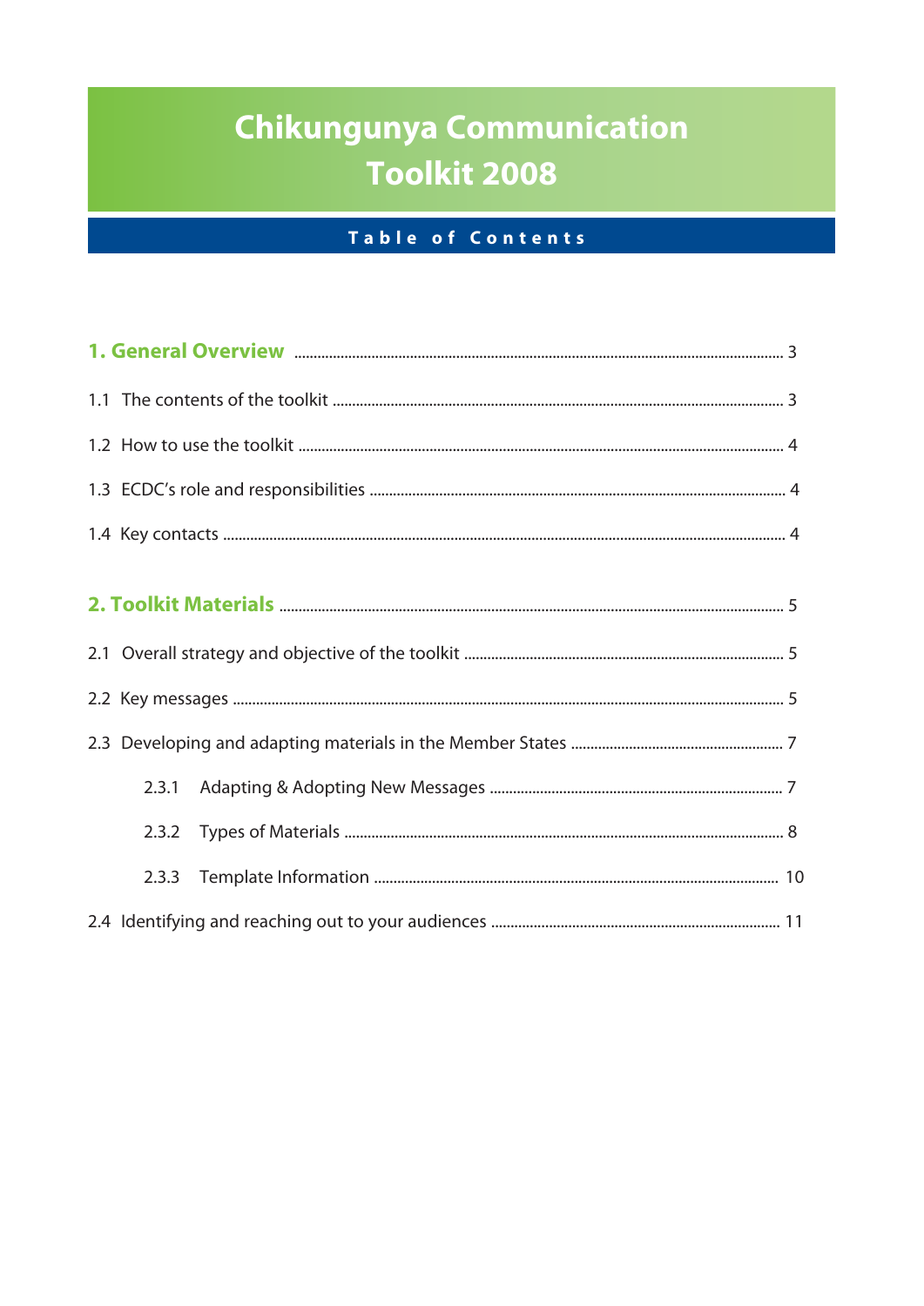# Chikungunya Communication Toolkit 2008

## Table of Contents

**1. General Overview** ........ 3

1.1 The contents of the toolkit ........ 3

1.2 How to use the toolkit ........ 4

1.3 ECDC's role and responsibilities ........ 4

1.4 Key contacts ........ 4

**2. Toolkit Materials** ........ 5

2.1 Overall strategy and objective of the toolkit ........ 5

2.2 Key messages ........ 5

2.3 Developing and adapting materials in the Member States ........ 7

- 2.3.1 Adapting & Adopting New Messages ........ 7
- 2.3.2 Types of Materials ........ 8
- 2.3.3 Template Information ........ 10

2.4 Identifying and reaching out to your audiences ........ 11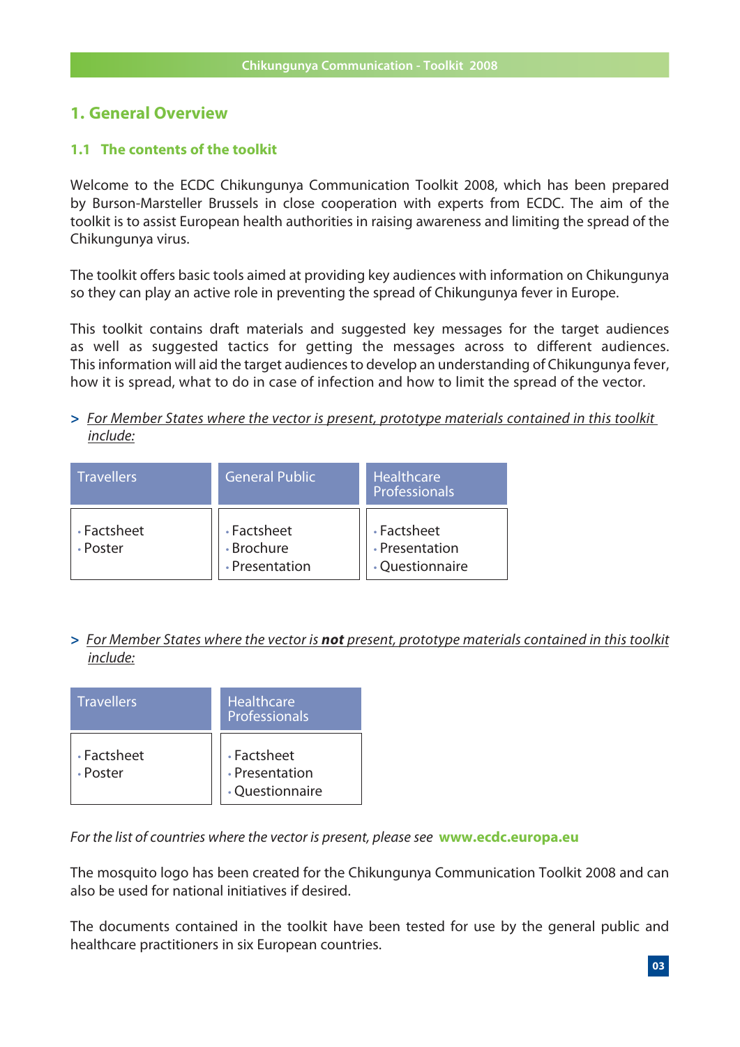# 1. General Overview

## 1.1 The contents of the toolkit

Welcome to the ECDC Chikungunya Communication Toolkit 2008, which has been prepared by Burson-Marsteller Brussels in close cooperation with experts from ECDC. The aim of the toolkit is to assist European health authorities in raising awareness and limiting the spread of the Chikungunya virus.

The toolkit offers basic tools aimed at providing key audiences with information on Chikungunya so they can play an active role in preventing the spread of Chikungunya fever in Europe.

This toolkit contains draft materials and suggested key messages for the target audiences as well as suggested tactics for getting the messages across to different audiences. This information will aid the target audiences to develop an understanding of Chikungunya fever, how it is spread, what to do in case of infection and how to limit the spread of the vector.

> *For Member States where the vector is present, prototype materials contained in this toolkit include:*

| Travellers | General Public | Healthcare Professionals |
|---|---|---|
| • Factsheet<br>• Poster | • Factsheet<br>• Brochure<br>• Presentation | • Factsheet<br>• Presentation<br>• Questionnaire |

> *For Member States where the vector is **not** present, prototype materials contained in this toolkit include:*

| Travellers | Healthcare Professionals |
|---|---|
| • Factsheet<br>• Poster | • Factsheet<br>• Presentation<br>• Questionnaire |

*For the list of countries where the vector is present, please see* **www.ecdc.europa.eu**

The mosquito logo has been created for the Chikungunya Communication Toolkit 2008 and can also be used for national initiatives if desired.

The documents contained in the toolkit have been tested for use by the general public and healthcare practitioners in six European countries.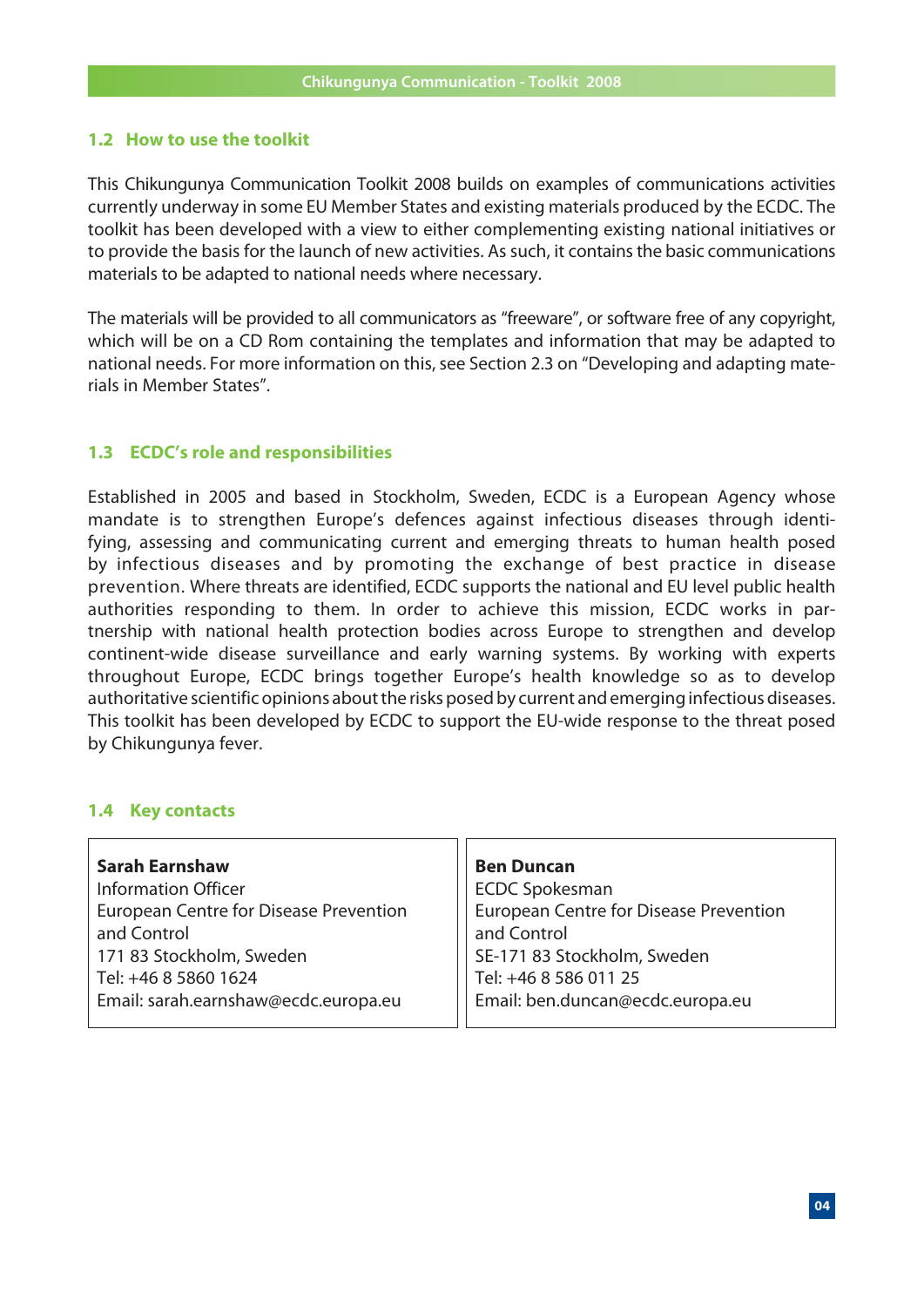## 1.2 How to use the toolkit

This Chikungunya Communication Toolkit 2008 builds on examples of communications activities currently underway in some EU Member States and existing materials produced by the ECDC. The toolkit has been developed with a view to either complementing existing national initiatives or to provide the basis for the launch of new activities. As such, it contains the basic communications materials to be adapted to national needs where necessary.

The materials will be provided to all communicators as "freeware", or software free of any copyright, which will be on a CD Rom containing the templates and information that may be adapted to national needs. For more information on this, see Section 2.3 on "Developing and adapting materials in Member States".

## 1.3 ECDC's role and responsibilities

Established in 2005 and based in Stockholm, Sweden, ECDC is a European Agency whose mandate is to strengthen Europe's defences against infectious diseases through identifying, assessing and communicating current and emerging threats to human health posed by infectious diseases and by promoting the exchange of best practice in disease prevention. Where threats are identified, ECDC supports the national and EU level public health authorities responding to them. In order to achieve this mission, ECDC works in partnership with national health protection bodies across Europe to strengthen and develop continent-wide disease surveillance and early warning systems. By working with experts throughout Europe, ECDC brings together Europe's health knowledge so as to develop authoritative scientific opinions about the risks posed by current and emerging infectious diseases. This toolkit has been developed by ECDC to support the EU-wide response to the threat posed by Chikungunya fever.

## 1.4 Key contacts

**Sarah Earnshaw**
Information Officer
European Centre for Disease Prevention and Control
171 83 Stockholm, Sweden
Tel: +46 8 5860 1624
Email: sarah.earnshaw@ecdc.europa.eu

**Ben Duncan**
ECDC Spokesman
European Centre for Disease Prevention and Control
SE-171 83 Stockholm, Sweden
Tel: +46 8 586 011 25
Email: ben.duncan@ecdc.europa.eu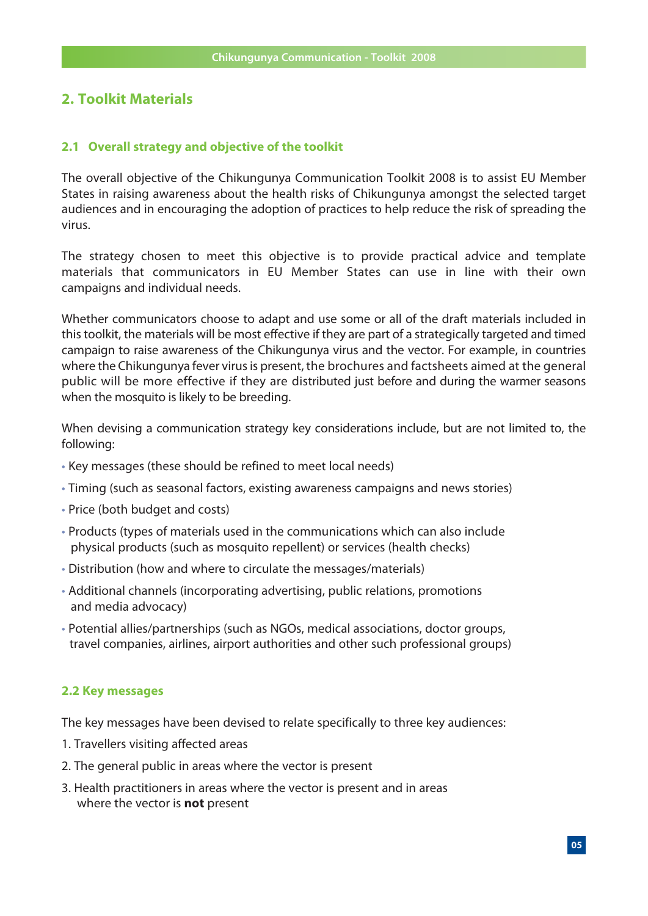## 2. Toolkit Materials

### 2.1 Overall strategy and objective of the toolkit

The overall objective of the Chikungunya Communication Toolkit 2008 is to assist EU Member States in raising awareness about the health risks of Chikungunya amongst the selected target audiences and in encouraging the adoption of practices to help reduce the risk of spreading the virus.

The strategy chosen to meet this objective is to provide practical advice and template materials that communicators in EU Member States can use in line with their own campaigns and individual needs.

Whether communicators choose to adapt and use some or all of the draft materials included in this toolkit, the materials will be most effective if they are part of a strategically targeted and timed campaign to raise awareness of the Chikungunya virus and the vector. For example, in countries where the Chikungunya fever virus is present, the brochures and factsheets aimed at the general public will be more effective if they are distributed just before and during the warmer seasons when the mosquito is likely to be breeding.

When devising a communication strategy key considerations include, but are not limited to, the following:

- Key messages (these should be refined to meet local needs)
- Timing (such as seasonal factors, existing awareness campaigns and news stories)
- Price (both budget and costs)
- Products (types of materials used in the communications which can also include physical products (such as mosquito repellent) or services (health checks)
- Distribution (how and where to circulate the messages/materials)
- Additional channels (incorporating advertising, public relations, promotions and media advocacy)
- Potential allies/partnerships (such as NGOs, medical associations, doctor groups, travel companies, airlines, airport authorities and other such professional groups)

### 2.2 Key messages

The key messages have been devised to relate specifically to three key audiences:

1. Travellers visiting affected areas
2. The general public in areas where the vector is present
3. Health practitioners in areas where the vector is present and in areas where the vector is **not** present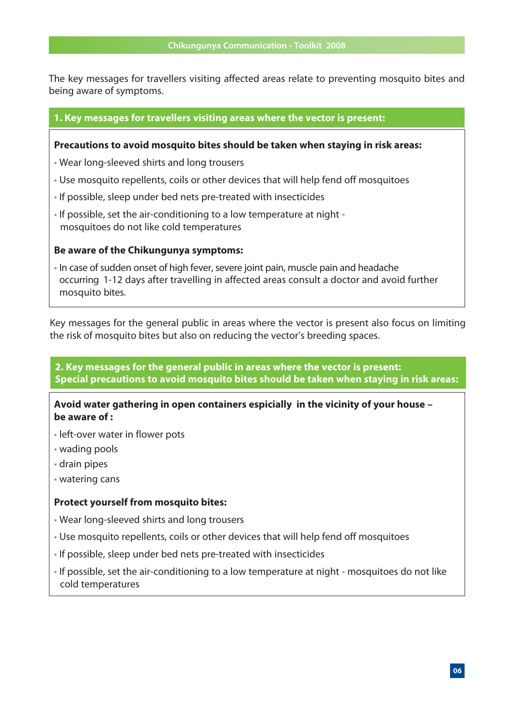The key messages for travellers visiting affected areas relate to preventing mosquito bites and being aware of symptoms.

## 1. Key messages for travellers visiting areas where the vector is present:

**Precautions to avoid mosquito bites should be taken when staying in risk areas:**

- Wear long-sleeved shirts and long trousers
- Use mosquito repellents, coils or other devices that will help fend off mosquitoes
- If possible, sleep under bed nets pre-treated with insecticides
- If possible, set the air-conditioning to a low temperature at night - mosquitoes do not like cold temperatures

**Be aware of the Chikungunya symptoms:**

- In case of sudden onset of high fever, severe joint pain, muscle pain and headache occurring 1-12 days after travelling in affected areas consult a doctor and avoid further mosquito bites.

Key messages for the general public in areas where the vector is present also focus on limiting the risk of mosquito bites but also on reducing the vector's breeding spaces.

## 2. Key messages for the general public in areas where the vector is present: Special precautions to avoid mosquito bites should be taken when staying in risk areas:

**Avoid water gathering in open containers espicially in the vicinity of your house – be aware of :**

- left-over water in flower pots
- wading pools
- drain pipes
- watering cans

**Protect yourself from mosquito bites:**

- Wear long-sleeved shirts and long trousers
- Use mosquito repellents, coils or other devices that will help fend off mosquitoes
- If possible, sleep under bed nets pre-treated with insecticides
- If possible, set the air-conditioning to a low temperature at night - mosquitoes do not like cold temperatures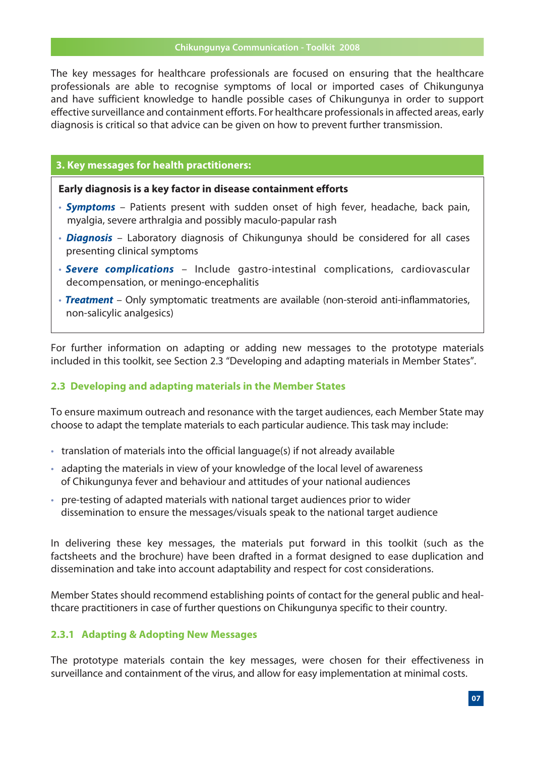The key messages for healthcare professionals are focused on ensuring that the healthcare professionals are able to recognise symptoms of local or imported cases of Chikungunya and have sufficient knowledge to handle possible cases of Chikungunya in order to support effective surveillance and containment efforts. For healthcare professionals in affected areas, early diagnosis is critical so that advice can be given on how to prevent further transmission.

**3. Key messages for health practitioners:**

**Early diagnosis is a key factor in disease containment efforts**

- ***Symptoms*** – Patients present with sudden onset of high fever, headache, back pain, myalgia, severe arthralgia and possibly maculo-papular rash
- ***Diagnosis*** – Laboratory diagnosis of Chikungunya should be considered for all cases presenting clinical symptoms
- ***Severe complications*** – Include gastro-intestinal complications, cardiovascular decompensation, or meningo-encephalitis
- ***Treatment*** – Only symptomatic treatments are available (non-steroid anti-inflammatories, non-salicylic analgesics)

For further information on adapting or adding new messages to the prototype materials included in this toolkit, see Section 2.3 "Developing and adapting materials in Member States".

### 2.3 Developing and adapting materials in the Member States

To ensure maximum outreach and resonance with the target audiences, each Member State may choose to adapt the template materials to each particular audience. This task may include:

- translation of materials into the official language(s) if not already available
- adapting the materials in view of your knowledge of the local level of awareness of Chikungunya fever and behaviour and attitudes of your national audiences
- pre-testing of adapted materials with national target audiences prior to wider dissemination to ensure the messages/visuals speak to the national target audience

In delivering these key messages, the materials put forward in this toolkit (such as the factsheets and the brochure) have been drafted in a format designed to ease duplication and dissemination and take into account adaptability and respect for cost considerations.

Member States should recommend establishing points of contact for the general public and healthcare practitioners in case of further questions on Chikungunya specific to their country.

#### 2.3.1 Adapting & Adopting New Messages

The prototype materials contain the key messages, were chosen for their effectiveness in surveillance and containment of the virus, and allow for easy implementation at minimal costs.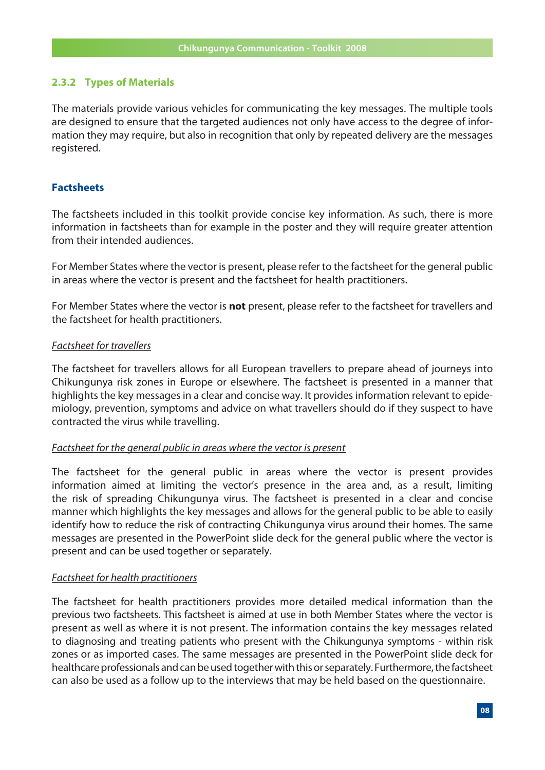### 2.3.2 Types of Materials

The materials provide various vehicles for communicating the key messages. The multiple tools are designed to ensure that the targeted audiences not only have access to the degree of information they may require, but also in recognition that only by repeated delivery are the messages registered.

#### Factsheets

The factsheets included in this toolkit provide concise key information. As such, there is more information in factsheets than for example in the poster and they will require greater attention from their intended audiences.

For Member States where the vector is present, please refer to the factsheet for the general public in areas where the vector is present and the factsheet for health practitioners.

For Member States where the vector is **not** present, please refer to the factsheet for travellers and the factsheet for health practitioners.

*Factsheet for travellers*

The factsheet for travellers allows for all European travellers to prepare ahead of journeys into Chikungunya risk zones in Europe or elsewhere. The factsheet is presented in a manner that highlights the key messages in a clear and concise way. It provides information relevant to epidemiology, prevention, symptoms and advice on what travellers should do if they suspect to have contracted the virus while travelling.

*Factsheet for the general public in areas where the vector is present*

The factsheet for the general public in areas where the vector is present provides information aimed at limiting the vector's presence in the area and, as a result, limiting the risk of spreading Chikungunya virus. The factsheet is presented in a clear and concise manner which highlights the key messages and allows for the general public to be able to easily identify how to reduce the risk of contracting Chikungunya virus around their homes. The same messages are presented in the PowerPoint slide deck for the general public where the vector is present and can be used together or separately.

*Factsheet for health practitioners*

The factsheet for health practitioners provides more detailed medical information than the previous two factsheets. This factsheet is aimed at use in both Member States where the vector is present as well as where it is not present. The information contains the key messages related to diagnosing and treating patients who present with the Chikungunya symptoms - within risk zones or as imported cases. The same messages are presented in the PowerPoint slide deck for healthcare professionals and can be used together with this or separately. Furthermore, the factsheet can also be used as a follow up to the interviews that may be held based on the questionnaire.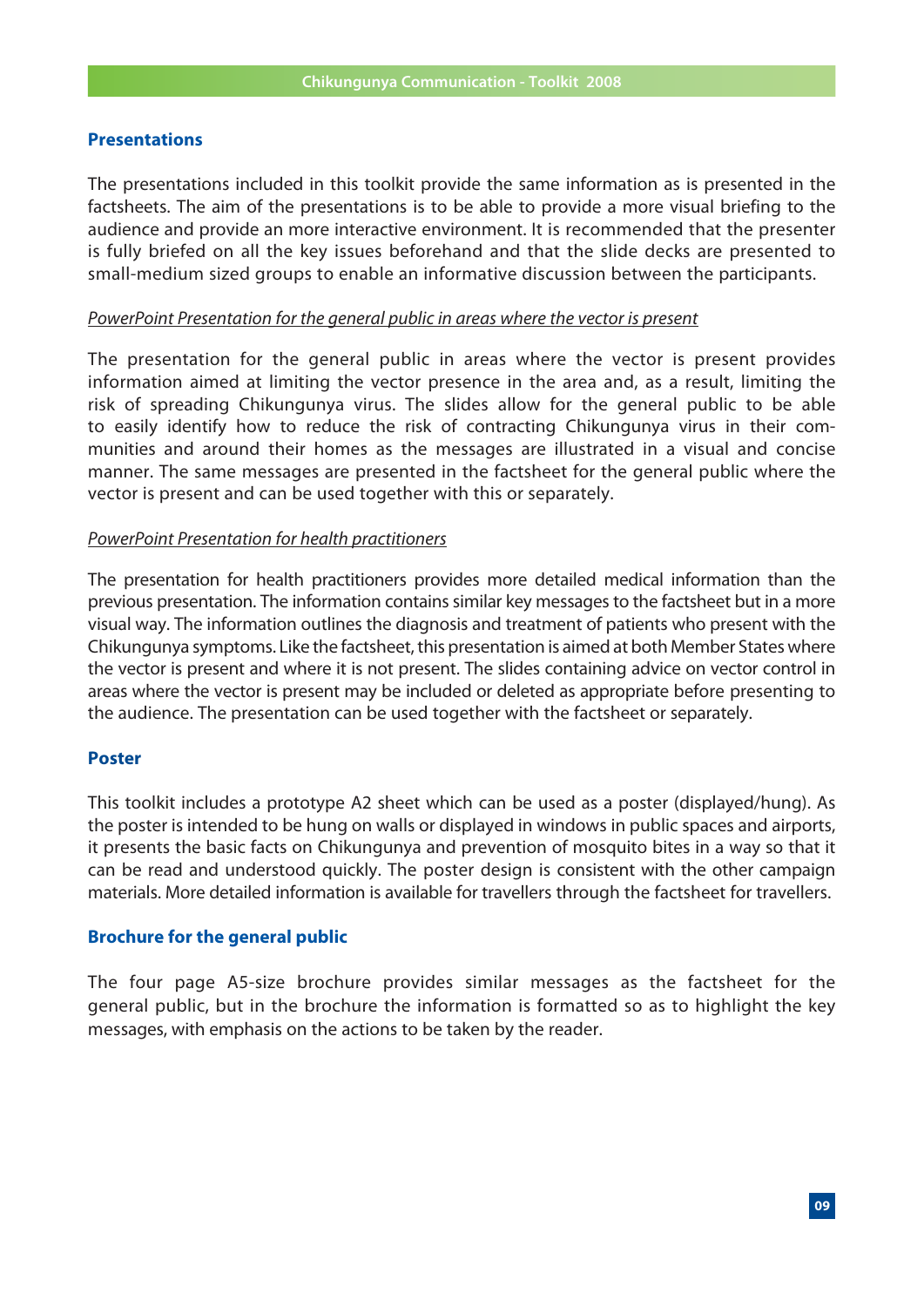## Presentations

The presentations included in this toolkit provide the same information as is presented in the factsheets. The aim of the presentations is to be able to provide a more visual briefing to the audience and provide an more interactive environment. It is recommended that the presenter is fully briefed on all the key issues beforehand and that the slide decks are presented to small-medium sized groups to enable an informative discussion between the participants.

### *PowerPoint Presentation for the general public in areas where the vector is present*

The presentation for the general public in areas where the vector is present provides information aimed at limiting the vector presence in the area and, as a result, limiting the risk of spreading Chikungunya virus. The slides allow for the general public to be able to easily identify how to reduce the risk of contracting Chikungunya virus in their communities and around their homes as the messages are illustrated in a visual and concise manner. The same messages are presented in the factsheet for the general public where the vector is present and can be used together with this or separately.

### *PowerPoint Presentation for health practitioners*

The presentation for health practitioners provides more detailed medical information than the previous presentation. The information contains similar key messages to the factsheet but in a more visual way. The information outlines the diagnosis and treatment of patients who present with the Chikungunya symptoms. Like the factsheet, this presentation is aimed at both Member States where the vector is present and where it is not present. The slides containing advice on vector control in areas where the vector is present may be included or deleted as appropriate before presenting to the audience. The presentation can be used together with the factsheet or separately.

## Poster

This toolkit includes a prototype A2 sheet which can be used as a poster (displayed/hung). As the poster is intended to be hung on walls or displayed in windows in public spaces and airports, it presents the basic facts on Chikungunya and prevention of mosquito bites in a way so that it can be read and understood quickly. The poster design is consistent with the other campaign materials. More detailed information is available for travellers through the factsheet for travellers.

## Brochure for the general public

The four page A5-size brochure provides similar messages as the factsheet for the general public, but in the brochure the information is formatted so as to highlight the key messages, with emphasis on the actions to be taken by the reader.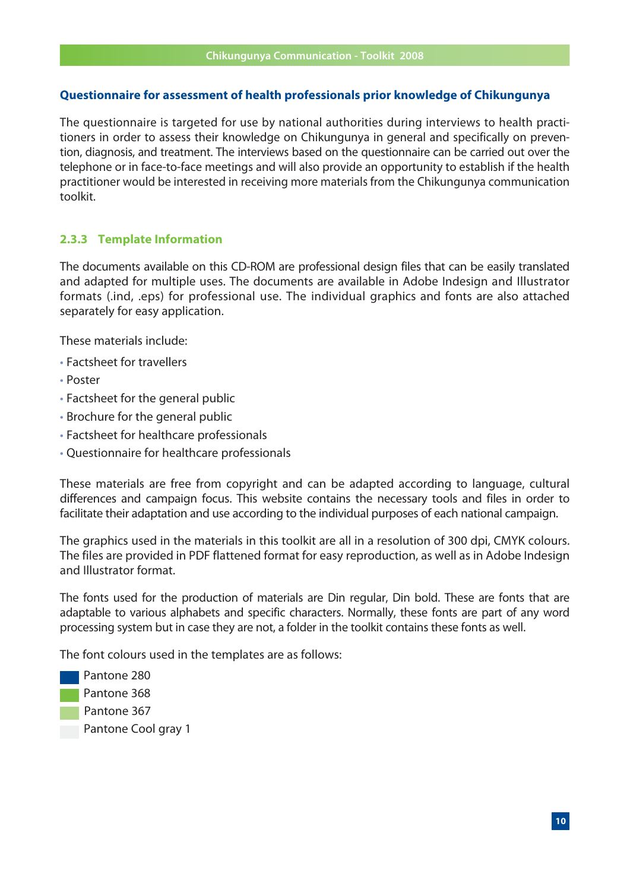### Questionnaire for assessment of health professionals prior knowledge of Chikungunya

The questionnaire is targeted for use by national authorities during interviews to health practitioners in order to assess their knowledge on Chikungunya in general and specifically on prevention, diagnosis, and treatment. The interviews based on the questionnaire can be carried out over the telephone or in face-to-face meetings and will also provide an opportunity to establish if the health practitioner would be interested in receiving more materials from the Chikungunya communication toolkit.

### 2.3.3 Template Information

The documents available on this CD-ROM are professional design files that can be easily translated and adapted for multiple uses. The documents are available in Adobe Indesign and Illustrator formats (.ind, .eps) for professional use. The individual graphics and fonts are also attached separately for easy application.

These materials include:

- Factsheet for travellers
- Poster
- Factsheet for the general public
- Brochure for the general public
- Factsheet for healthcare professionals
- Questionnaire for healthcare professionals

These materials are free from copyright and can be adapted according to language, cultural differences and campaign focus. This website contains the necessary tools and files in order to facilitate their adaptation and use according to the individual purposes of each national campaign.

The graphics used in the materials in this toolkit are all in a resolution of 300 dpi, CMYK colours. The files are provided in PDF flattened format for easy reproduction, as well as in Adobe Indesign and Illustrator format.

The fonts used for the production of materials are Din regular, Din bold. These are fonts that are adaptable to various alphabets and specific characters. Normally, these fonts are part of any word processing system but in case they are not, a folder in the toolkit contains these fonts as well.

The font colours used in the templates are as follows:

- Pantone 280
- Pantone 368
- Pantone 367
- Pantone Cool gray 1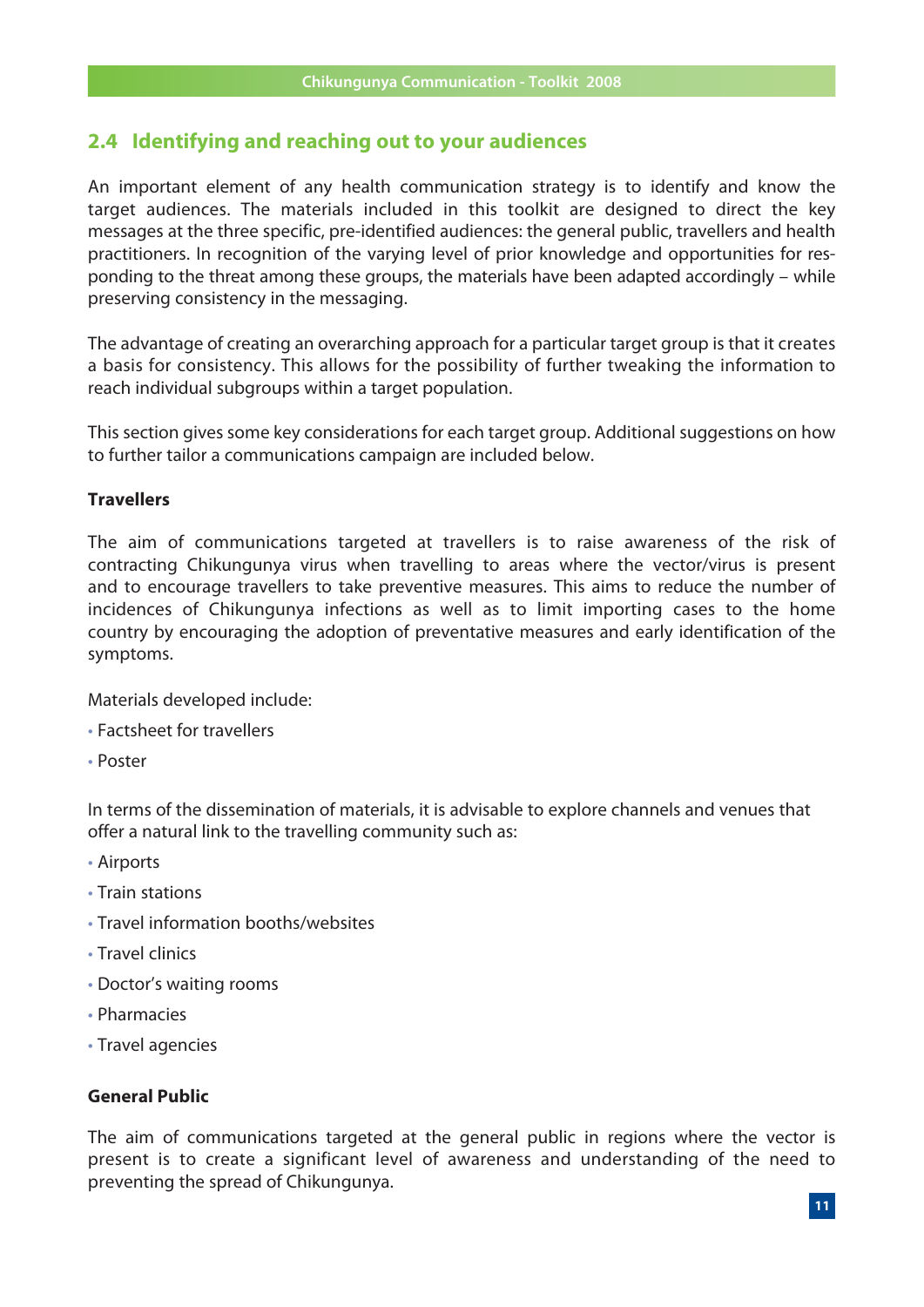## 2.4 Identifying and reaching out to your audiences

An important element of any health communication strategy is to identify and know the target audiences. The materials included in this toolkit are designed to direct the key messages at the three specific, pre-identified audiences: the general public, travellers and health practitioners. In recognition of the varying level of prior knowledge and opportunities for responding to the threat among these groups, the materials have been adapted accordingly – while preserving consistency in the messaging.

The advantage of creating an overarching approach for a particular target group is that it creates a basis for consistency. This allows for the possibility of further tweaking the information to reach individual subgroups within a target population.

This section gives some key considerations for each target group. Additional suggestions on how to further tailor a communications campaign are included below.

**Travellers**

The aim of communications targeted at travellers is to raise awareness of the risk of contracting Chikungunya virus when travelling to areas where the vector/virus is present and to encourage travellers to take preventive measures. This aims to reduce the number of incidences of Chikungunya infections as well as to limit importing cases to the home country by encouraging the adoption of preventative measures and early identification of the symptoms.

Materials developed include:

- Factsheet for travellers
- Poster

In terms of the dissemination of materials, it is advisable to explore channels and venues that offer a natural link to the travelling community such as:

- Airports
- Train stations
- Travel information booths/websites
- Travel clinics
- Doctor's waiting rooms
- Pharmacies
- Travel agencies

**General Public**

The aim of communications targeted at the general public in regions where the vector is present is to create a significant level of awareness and understanding of the need to preventing the spread of Chikungunya.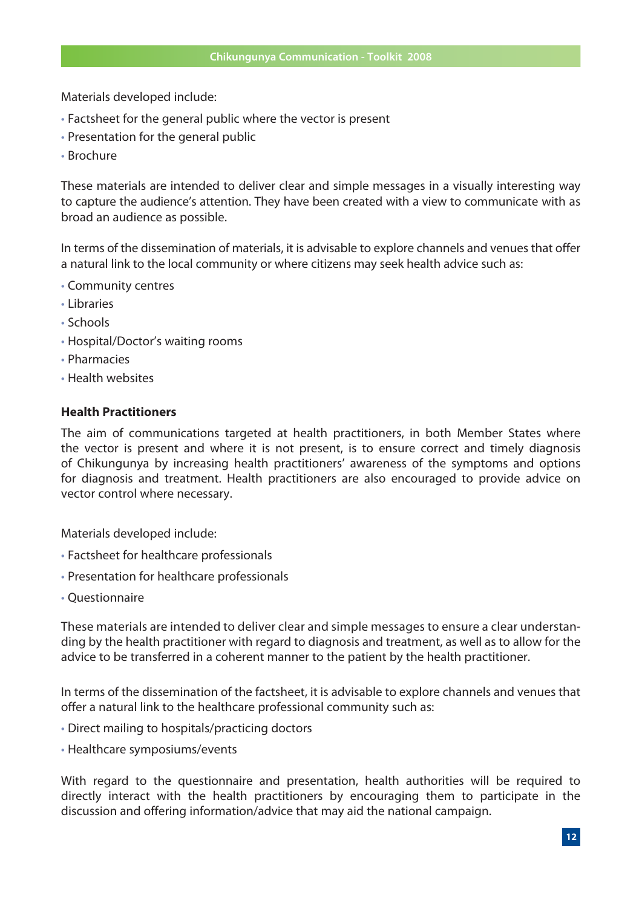Materials developed include:

- Factsheet for the general public where the vector is present
- Presentation for the general public
- Brochure

These materials are intended to deliver clear and simple messages in a visually interesting way to capture the audience's attention. They have been created with a view to communicate with as broad an audience as possible.

In terms of the dissemination of materials, it is advisable to explore channels and venues that offer a natural link to the local community or where citizens may seek health advice such as:

- Community centres
- Libraries
- Schools
- Hospital/Doctor's waiting rooms
- Pharmacies
- Health websites

**Health Practitioners**

The aim of communications targeted at health practitioners, in both Member States where the vector is present and where it is not present, is to ensure correct and timely diagnosis of Chikungunya by increasing health practitioners' awareness of the symptoms and options for diagnosis and treatment. Health practitioners are also encouraged to provide advice on vector control where necessary.

Materials developed include:

- Factsheet for healthcare professionals
- Presentation for healthcare professionals
- Questionnaire

These materials are intended to deliver clear and simple messages to ensure a clear understanding by the health practitioner with regard to diagnosis and treatment, as well as to allow for the advice to be transferred in a coherent manner to the patient by the health practitioner.

In terms of the dissemination of the factsheet, it is advisable to explore channels and venues that offer a natural link to the healthcare professional community such as:

- Direct mailing to hospitals/practicing doctors
- Healthcare symposiums/events

With regard to the questionnaire and presentation, health authorities will be required to directly interact with the health practitioners by encouraging them to participate in the discussion and offering information/advice that may aid the national campaign.